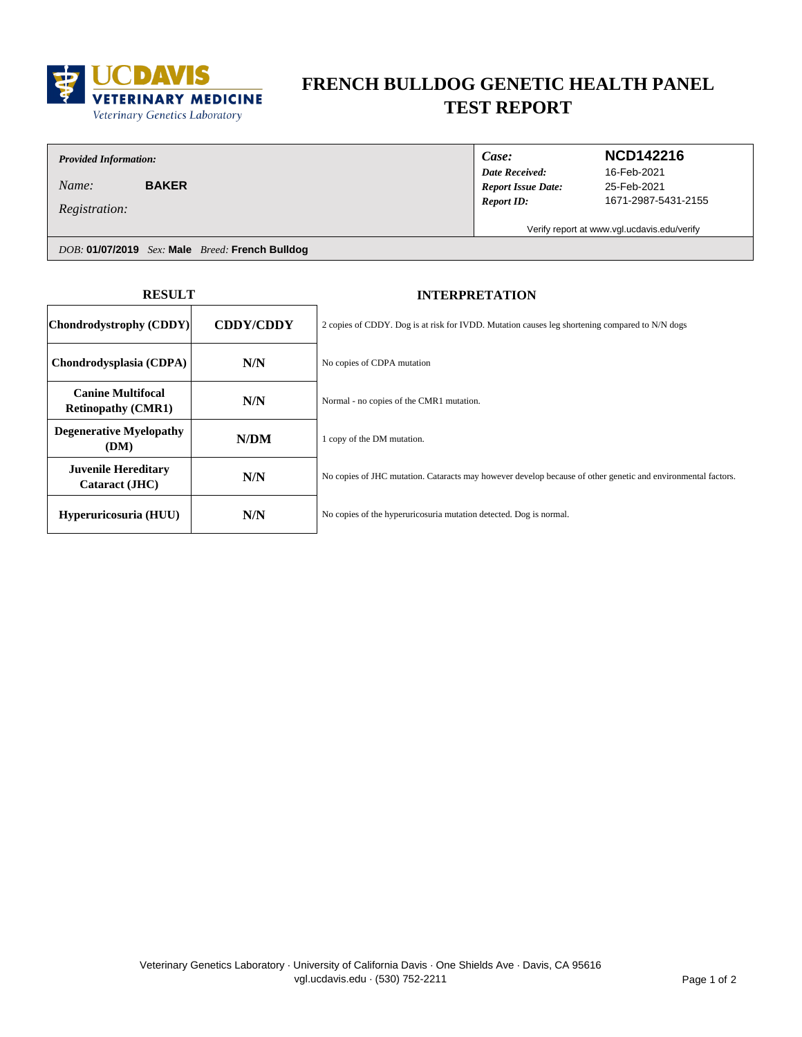UC DAVIS VETERINARY MEDICINE
Veterinary Genetics Laboratory

# FRENCH BULLDOG GENETIC HEALTH PANEL TEST REPORT

*Provided Information:*

*Name:* **BAKER**

*Registration:*

| | |
|---|---|
| ***Case:*** | **NCD142216** |
| ***Date Received:*** | 16-Feb-2021 |
| ***Report Issue Date:*** | 25-Feb-2021 |
| ***Report ID:*** | 1671-2987-5431-2155 |

Verify report at www.vgl.ucdavis.edu/verify

*DOB:* **01/07/2019** *Sex:* **Male** *Breed:* **French Bulldog**

| RESULT | | INTERPRETATION |
|---|---|---|
| **Chondrodystrophy (CDDY)** | **CDDY/CDDY** | 2 copies of CDDY. Dog is at risk for IVDD. Mutation causes leg shortening compared to N/N dogs |
| **Chondrodysplasia (CDPA)** | **N/N** | No copies of CDPA mutation |
| **Canine Multifocal Retinopathy (CMR1)** | **N/N** | Normal - no copies of the CMR1 mutation. |
| **Degenerative Myelopathy (DM)** | **N/DM** | 1 copy of the DM mutation. |
| **Juvenile Hereditary Cataract (JHC)** | **N/N** | No copies of JHC mutation. Cataracts may however develop because of other genetic and environmental factors. |
| **Hyperuricosuria (HUU)** | **N/N** | No copies of the hyperuricosuria mutation detected. Dog is normal. |

Veterinary Genetics Laboratory · University of California Davis · One Shields Ave · Davis, CA 95616
vgl.ucdavis.edu · (530) 752-2211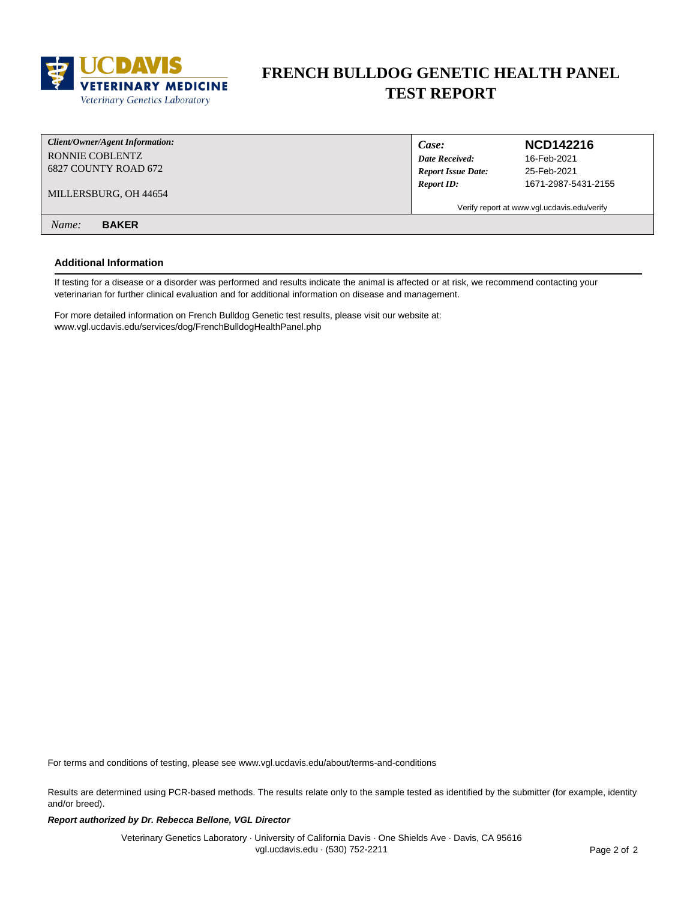# FRENCH BULLDOG GENETIC HEALTH PANEL TEST REPORT

| | |
|---|---|
| ***Client/Owner/Agent Information:***<br>RONNIE COBLENTZ<br>6827 COUNTY ROAD 672<br><br>MILLERSBURG, OH 44654 | ***Case:*** **NCD142216**<br>***Date Received:*** 16-Feb-2021<br>***Report Issue Date:*** 25-Feb-2021<br>***Report ID:*** 1671-2987-5431-2155<br><br>Verify report at www.vgl.ucdavis.edu/verify |
| *Name:* **BAKER** | |

### Additional Information

If testing for a disease or a disorder was performed and results indicate the animal is affected or at risk, we recommend contacting your veterinarian for further clinical evaluation and for additional information on disease and management.

For more detailed information on French Bulldog Genetic test results, please visit our website at:
www.vgl.ucdavis.edu/services/dog/FrenchBulldogHealthPanel.php

For terms and conditions of testing, please see www.vgl.ucdavis.edu/about/terms-and-conditions

Results are determined using PCR-based methods. The results relate only to the sample tested as identified by the submitter (for example, identity and/or breed).

***Report authorized by Dr. Rebecca Bellone, VGL Director***

Veterinary Genetics Laboratory · University of California Davis · One Shields Ave · Davis, CA 95616
vgl.ucdavis.edu · (530) 752-2211